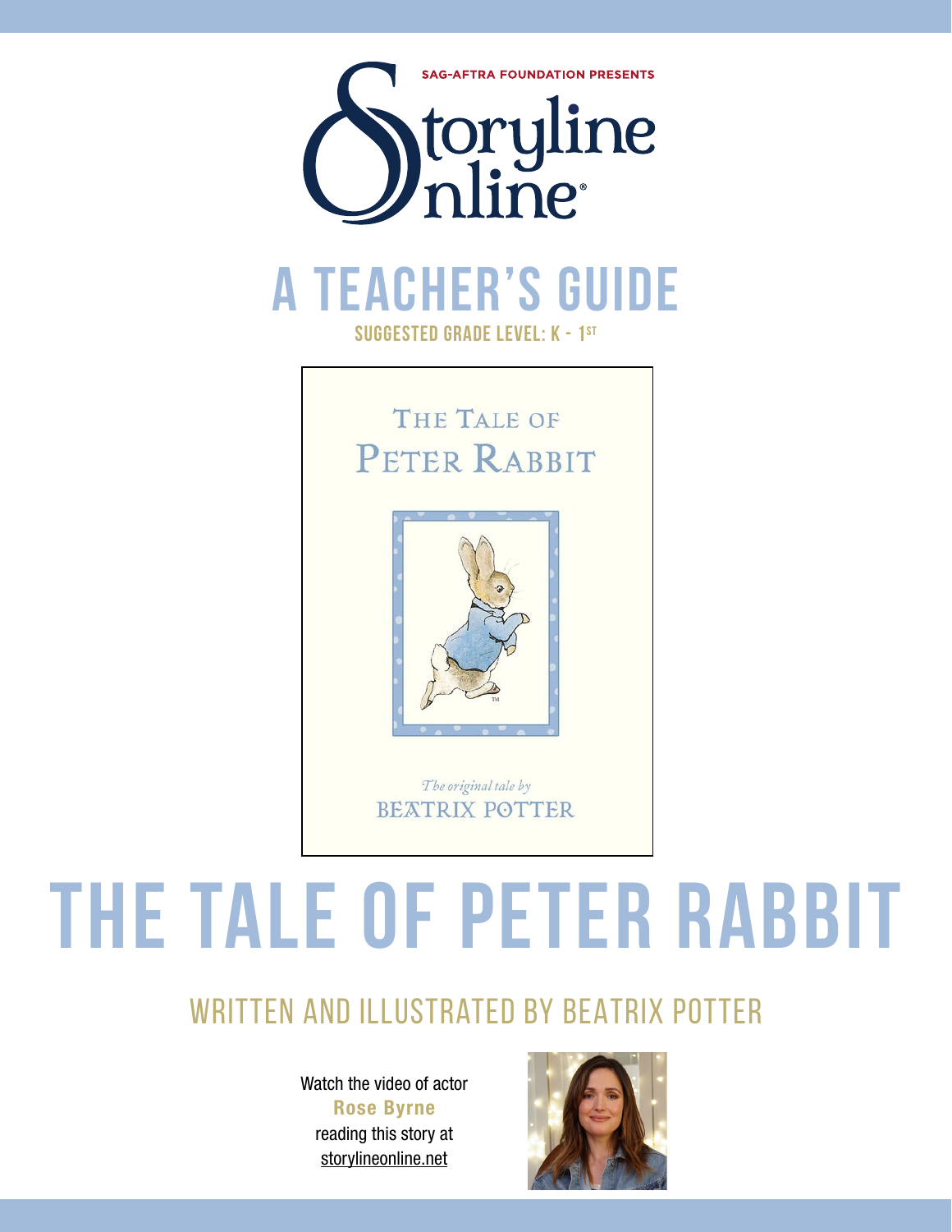SAG-AFTRA FOUNDATION PRESENTS

Storyline Online®

# A TEACHER'S GUIDE

SUGGESTED GRADE LEVEL: K - 1ST

THE TALE OF PETER RABBIT

*The original tale by*
BEATRIX POTTER

# THE TALE OF PETER RABBIT

## WRITTEN AND ILLUSTRATED BY BEATRIX POTTER

Watch the video of actor **Rose Byrne** reading this story at storylineonline.net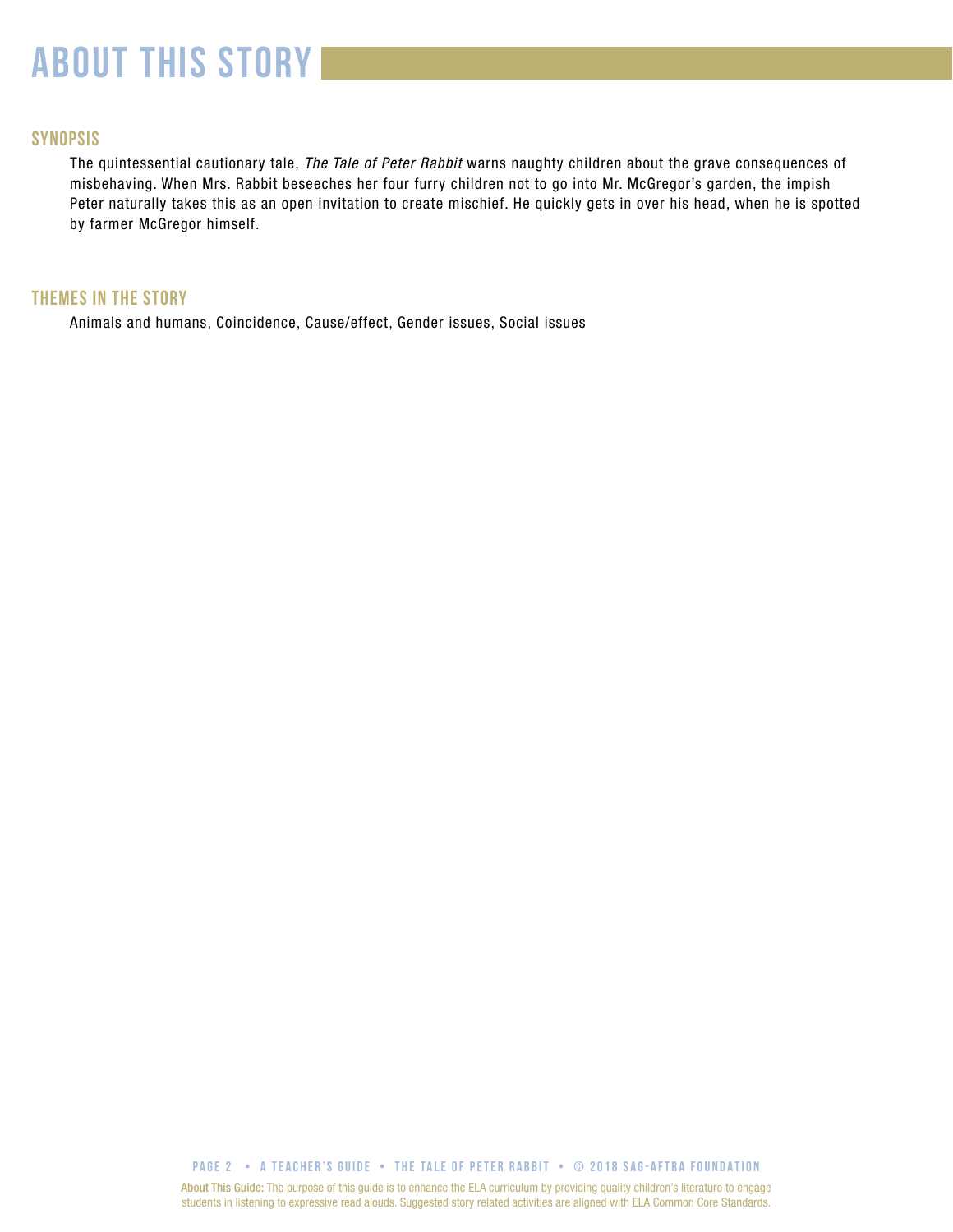# ABOUT THIS STORY

## SYNOPSIS

The quintessential cautionary tale, *The Tale of Peter Rabbit* warns naughty children about the grave consequences of misbehaving. When Mrs. Rabbit beseeches her four furry children not to go into Mr. McGregor's garden, the impish Peter naturally takes this as an open invitation to create mischief. He quickly gets in over his head, when he is spotted by farmer McGregor himself.

## THEMES IN THE STORY

Animals and humans, Coincidence, Cause/effect, Gender issues, Social issues

**About This Guide:** The purpose of this guide is to enhance the ELA curriculum by providing quality children's literature to engage students in listening to expressive read alouds. Suggested story related activities are aligned with ELA Common Core Standards.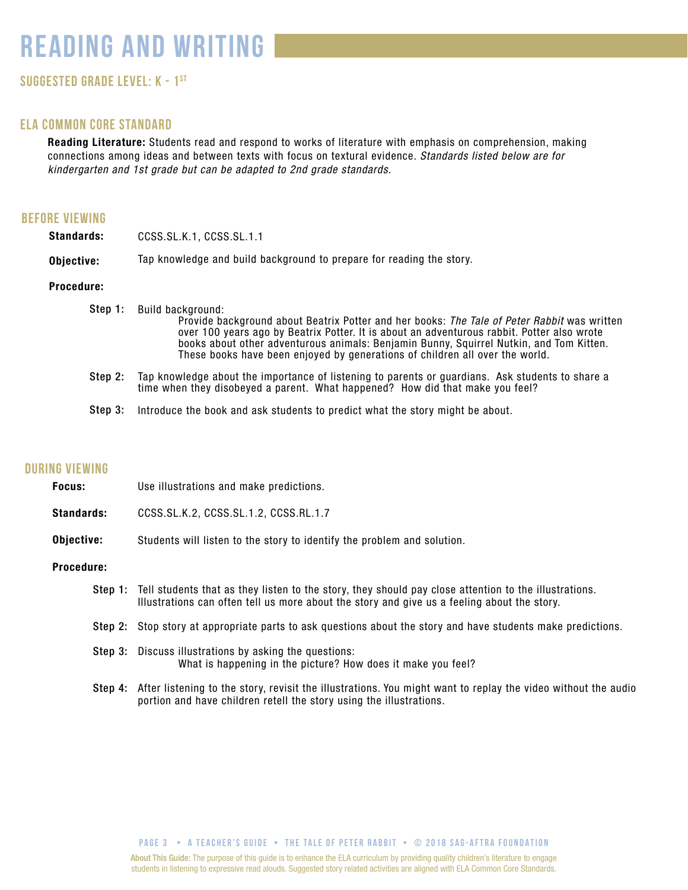# READING AND WRITING

## SUGGESTED GRADE LEVEL: K - 1ST

## ELA COMMON CORE STANDARD

**Reading Literature:** Students read and respond to works of literature with emphasis on comprehension, making connections among ideas and between texts with focus on textural evidence. *Standards listed below are for kindergarten and 1st grade but can be adapted to 2nd grade standards.*

## BEFORE VIEWING

**Standards:** CCSS.SL.K.1, CCSS.SL.1.1

**Objective:** Tap knowledge and build background to prepare for reading the story.

**Procedure:**

**Step 1:** Build background:
Provide background about Beatrix Potter and her books: *The Tale of Peter Rabbit* was written over 100 years ago by Beatrix Potter. It is about an adventurous rabbit. Potter also wrote books about other adventurous animals: Benjamin Bunny, Squirrel Nutkin, and Tom Kitten. These books have been enjoyed by generations of children all over the world.

**Step 2:** Tap knowledge about the importance of listening to parents or guardians. Ask students to share a time when they disobeyed a parent. What happened? How did that make you feel?

**Step 3:** Introduce the book and ask students to predict what the story might be about.

## DURING VIEWING

**Focus:** Use illustrations and make predictions.

**Standards:** CCSS.SL.K.2, CCSS.SL.1.2, CCSS.RL.1.7

**Objective:** Students will listen to the story to identify the problem and solution.

**Procedure:**

**Step 1:** Tell students that as they listen to the story, they should pay close attention to the illustrations. Illustrations can often tell us more about the story and give us a feeling about the story.

**Step 2:** Stop story at appropriate parts to ask questions about the story and have students make predictions.

**Step 3:** Discuss illustrations by asking the questions:
What is happening in the picture? How does it make you feel?

**Step 4:** After listening to the story, revisit the illustrations. You might want to replay the video without the audio portion and have children retell the story using the illustrations.

About This Guide: The purpose of this guide is to enhance the ELA curriculum by providing quality children's literature to engage students in listening to expressive read alouds. Suggested story related activities are aligned with ELA Common Core Standards.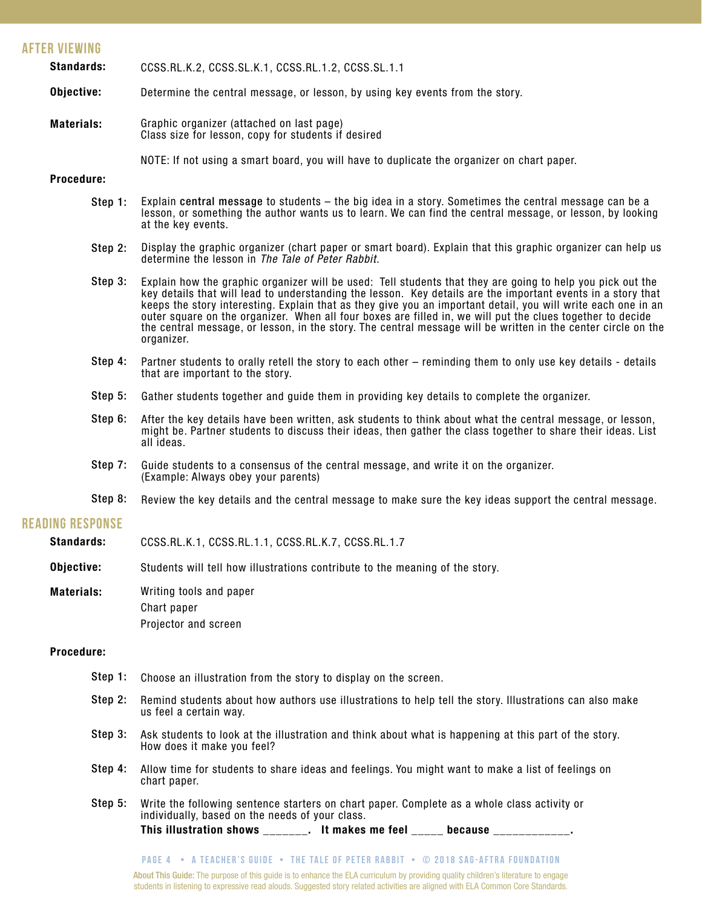## AFTER VIEWING

**Standards:** CCSS.RL.K.2, CCSS.SL.K.1, CCSS.RL.1.2, CCSS.SL.1.1

**Objective:** Determine the central message, or lesson, by using key events from the story.

**Materials:** Graphic organizer (attached on last page)
Class size for lesson, copy for students if desired

NOTE: If not using a smart board, you will have to duplicate the organizer on chart paper.

**Procedure:**

**Step 1:** Explain **central message** to students – the big idea in a story. Sometimes the central message can be a lesson, or something the author wants us to learn. We can find the central message, or lesson, by looking at the key events.

**Step 2:** Display the graphic organizer (chart paper or smart board). Explain that this graphic organizer can help us determine the lesson in *The Tale of Peter Rabbit*.

**Step 3:** Explain how the graphic organizer will be used: Tell students that they are going to help you pick out the key details that will lead to understanding the lesson. Key details are the important events in a story that keeps the story interesting. Explain that as they give you an important detail, you will write each one in an outer square on the organizer. When all four boxes are filled in, we will put the clues together to decide the central message, or lesson, in the story. The central message will be written in the center circle on the organizer.

**Step 4:** Partner students to orally retell the story to each other – reminding them to only use key details - details that are important to the story.

**Step 5:** Gather students together and guide them in providing key details to complete the organizer.

**Step 6:** After the key details have been written, ask students to think about what the central message, or lesson, might be. Partner students to discuss their ideas, then gather the class together to share their ideas. List all ideas.

**Step 7:** Guide students to a consensus of the central message, and write it on the organizer.
(Example: Always obey your parents)

**Step 8:** Review the key details and the central message to make sure the key ideas support the central message.

## READING RESPONSE

**Standards:** CCSS.RL.K.1, CCSS.RL.1.1, CCSS.RL.K.7, CCSS.RL.1.7

**Objective:** Students will tell how illustrations contribute to the meaning of the story.

**Materials:** Writing tools and paper
Chart paper
Projector and screen

**Procedure:**

**Step 1:** Choose an illustration from the story to display on the screen.

**Step 2:** Remind students about how authors use illustrations to help tell the story. Illustrations can also make us feel a certain way.

**Step 3:** Ask students to look at the illustration and think about what is happening at this part of the story. How does it make you feel?

**Step 4:** Allow time for students to share ideas and feelings. You might want to make a list of feelings on chart paper.

**Step 5:** Write the following sentence starters on chart paper. Complete as a whole class activity or individually, based on the needs of your class.
**This illustration shows _______. It makes me feel _____ because ____________.**

About This Guide: The purpose of this guide is to enhance the ELA curriculum by providing quality children's literature to engage students in listening to expressive read alouds. Suggested story related activities are aligned with ELA Common Core Standards.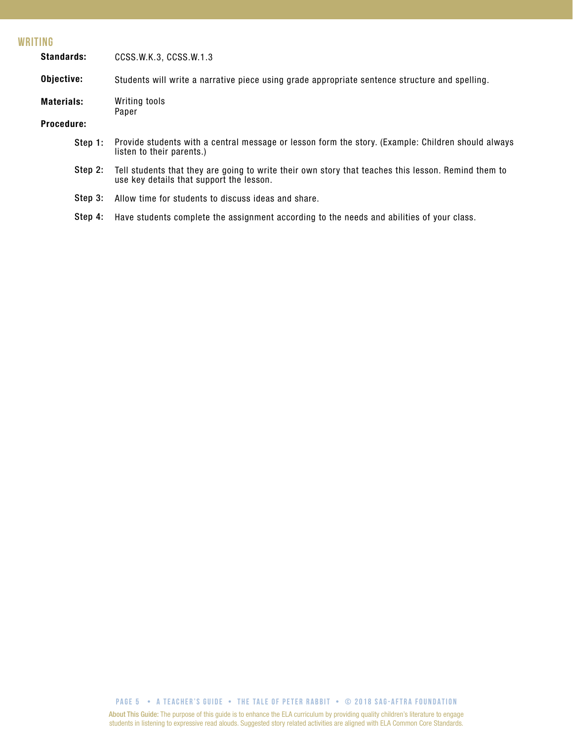## WRITING

**Standards:** CCSS.W.K.3, CCSS.W.1.3

**Objective:** Students will write a narrative piece using grade appropriate sentence structure and spelling.

**Materials:** Writing tools
Paper

**Procedure:**

**Step 1:** Provide students with a central message or lesson form the story. (Example: Children should always listen to their parents.)

**Step 2:** Tell students that they are going to write their own story that teaches this lesson. Remind them to use key details that support the lesson.

**Step 3:** Allow time for students to discuss ideas and share.

**Step 4:** Have students complete the assignment according to the needs and abilities of your class.

**About This Guide:** The purpose of this guide is to enhance the ELA curriculum by providing quality children's literature to engage students in listening to expressive read alouds. Suggested story related activities are aligned with ELA Common Core Standards.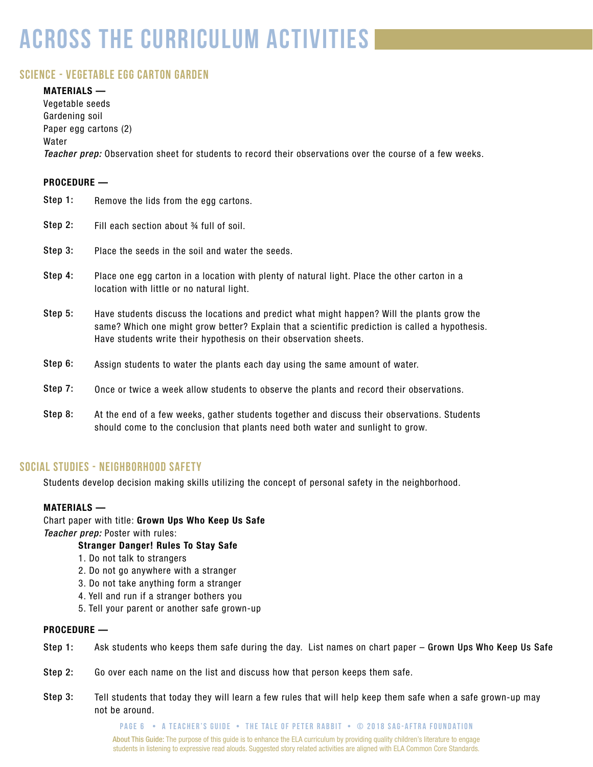# ACROSS THE CURRICULUM ACTIVITIES

## SCIENCE - VEGETABLE EGG CARTON GARDEN

**MATERIALS —**

Vegetable seeds
Gardening soil
Paper egg cartons (2)
Water
*Teacher prep:* Observation sheet for students to record their observations over the course of a few weeks.

**PROCEDURE —**

**Step 1:** Remove the lids from the egg cartons.

**Step 2:** Fill each section about ¾ full of soil.

**Step 3:** Place the seeds in the soil and water the seeds.

**Step 4:** Place one egg carton in a location with plenty of natural light. Place the other carton in a location with little or no natural light.

**Step 5:** Have students discuss the locations and predict what might happen? Will the plants grow the same? Which one might grow better? Explain that a scientific prediction is called a hypothesis. Have students write their hypothesis on their observation sheets.

**Step 6:** Assign students to water the plants each day using the same amount of water.

**Step 7:** Once or twice a week allow students to observe the plants and record their observations.

**Step 8:** At the end of a few weeks, gather students together and discuss their observations. Students should come to the conclusion that plants need both water and sunlight to grow.

## SOCIAL STUDIES - NEIGHBORHOOD SAFETY

Students develop decision making skills utilizing the concept of personal safety in the neighborhood.

**MATERIALS —**

Chart paper with title: **Grown Ups Who Keep Us Safe**
*Teacher prep:* Poster with rules:

**Stranger Danger! Rules To Stay Safe**

1. Do not talk to strangers
2. Do not go anywhere with a stranger
3. Do not take anything form a stranger
4. Yell and run if a stranger bothers you
5. Tell your parent or another safe grown-up

**PROCEDURE —**

**Step 1:** Ask students who keeps them safe during the day. List names on chart paper – **Grown Ups Who Keep Us Safe**

**Step 2:** Go over each name on the list and discuss how that person keeps them safe.

**Step 3:** Tell students that today they will learn a few rules that will help keep them safe when a safe grown-up may not be around.

About This Guide: The purpose of this guide is to enhance the ELA curriculum by providing quality children's literature to engage students in listening to expressive read alouds. Suggested story related activities are aligned with ELA Common Core Standards.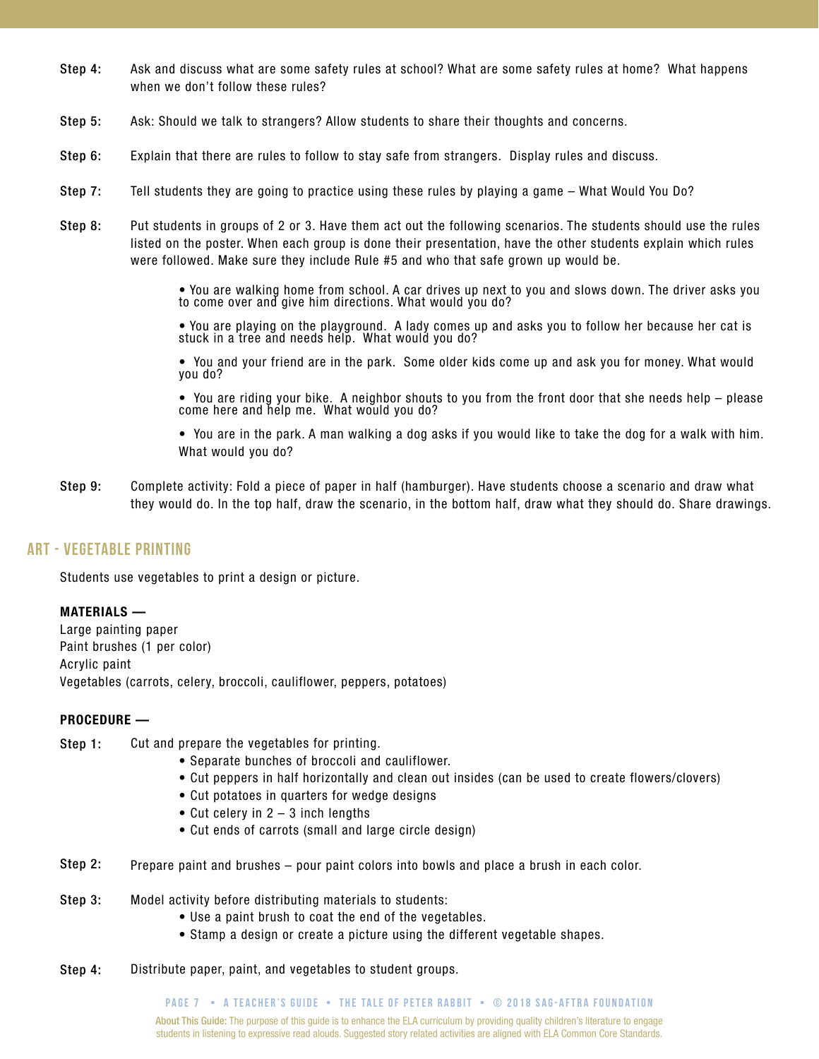**Step 4:** Ask and discuss what are some safety rules at school? What are some safety rules at home? What happens when we don't follow these rules?

**Step 5:** Ask: Should we talk to strangers? Allow students to share their thoughts and concerns.

**Step 6:** Explain that there are rules to follow to stay safe from strangers. Display rules and discuss.

**Step 7:** Tell students they are going to practice using these rules by playing a game – What Would You Do?

**Step 8:** Put students in groups of 2 or 3. Have them act out the following scenarios. The students should use the rules listed on the poster. When each group is done their presentation, have the other students explain which rules were followed. Make sure they include Rule #5 and who that safe grown up would be.

- You are walking home from school. A car drives up next to you and slows down. The driver asks you to come over and give him directions. What would you do?
- You are playing on the playground. A lady comes up and asks you to follow her because her cat is stuck in a tree and needs help. What would you do?
- You and your friend are in the park. Some older kids come up and ask you for money. What would you do?
- You are riding your bike. A neighbor shouts to you from the front door that she needs help – please come here and help me. What would you do?
- You are in the park. A man walking a dog asks if you would like to take the dog for a walk with him. What would you do?

**Step 9:** Complete activity: Fold a piece of paper in half (hamburger). Have students choose a scenario and draw what they would do. In the top half, draw the scenario, in the bottom half, draw what they should do. Share drawings.

## ART - VEGETABLE PRINTING

Students use vegetables to print a design or picture.

**MATERIALS —**

Large painting paper
Paint brushes (1 per color)
Acrylic paint
Vegetables (carrots, celery, broccoli, cauliflower, peppers, potatoes)

**PROCEDURE —**

**Step 1:** Cut and prepare the vegetables for printing.

- Separate bunches of broccoli and cauliflower.
- Cut peppers in half horizontally and clean out insides (can be used to create flowers/clovers)
- Cut potatoes in quarters for wedge designs
- Cut celery in 2 – 3 inch lengths
- Cut ends of carrots (small and large circle design)

**Step 2:** Prepare paint and brushes – pour paint colors into bowls and place a brush in each color.

**Step 3:** Model activity before distributing materials to students:

- Use a paint brush to coat the end of the vegetables.
- Stamp a design or create a picture using the different vegetable shapes.

**Step 4:** Distribute paper, paint, and vegetables to student groups.

About This Guide: The purpose of this guide is to enhance the ELA curriculum by providing quality children's literature to engage students in listening to expressive read alouds. Suggested story related activities are aligned with ELA Common Core Standards.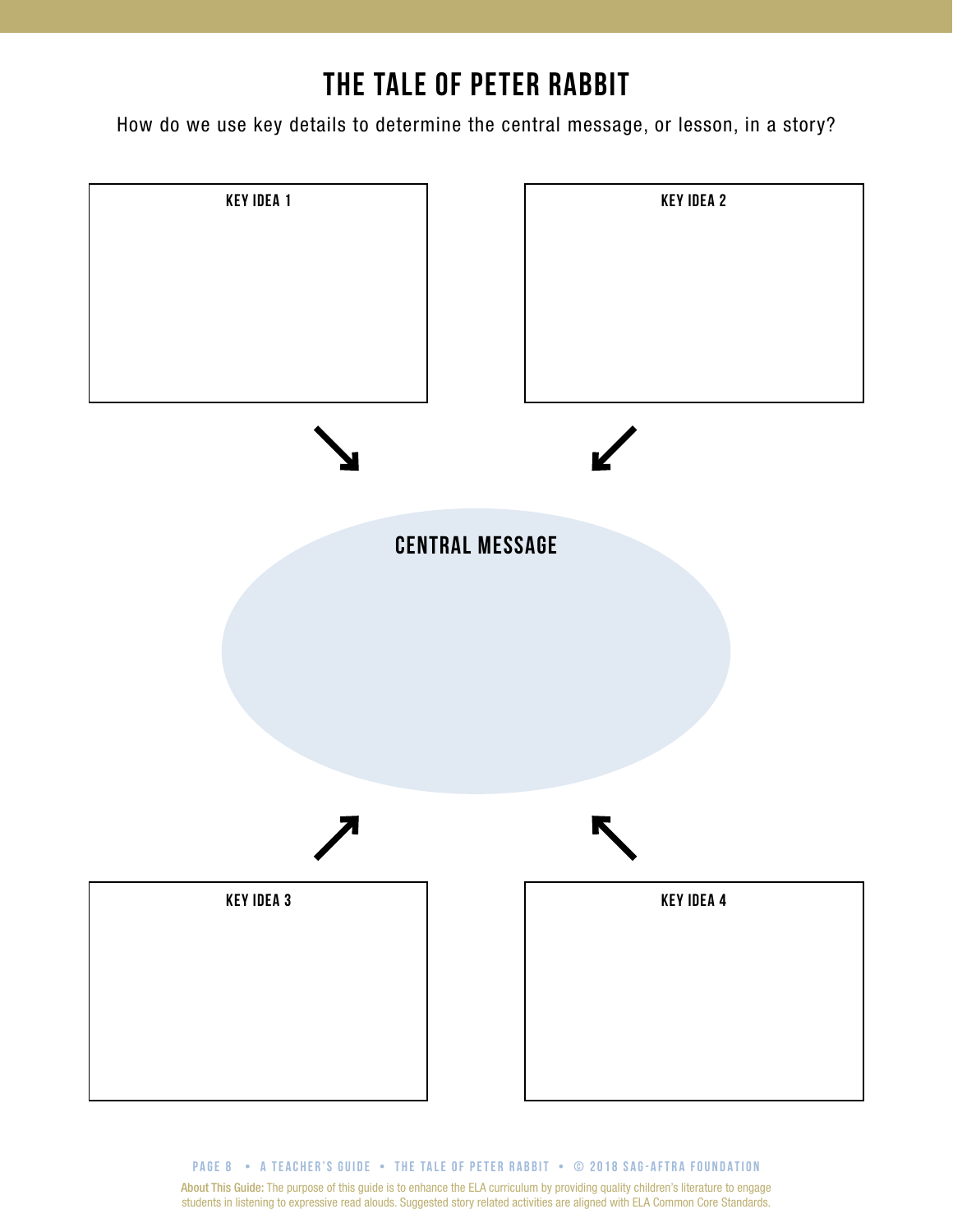# THE TALE OF PETER RABBIT

How do we use key details to determine the central message, or lesson, in a story?

**KEY IDEA 1**

**KEY IDEA 2**

**CENTRAL MESSAGE**

**KEY IDEA 3**

**KEY IDEA 4**

About This Guide: The purpose of this guide is to enhance the ELA curriculum by providing quality children's literature to engage students in listening to expressive read alouds. Suggested story related activities are aligned with ELA Common Core Standards.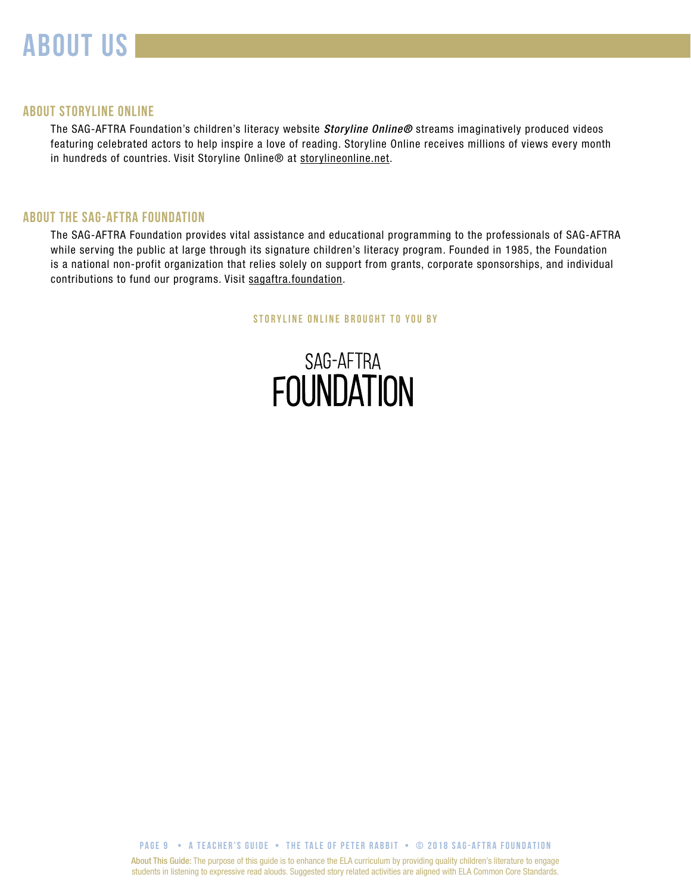# ABOUT US

## ABOUT STORYLINE ONLINE

The SAG-AFTRA Foundation's children's literacy website ***Storyline Online®*** streams imaginatively produced videos featuring celebrated actors to help inspire a love of reading. Storyline Online receives millions of views every month in hundreds of countries. Visit Storyline Online® at storylineonline.net.

## ABOUT THE SAG-AFTRA FOUNDATION

The SAG-AFTRA Foundation provides vital assistance and educational programming to the professionals of SAG-AFTRA while serving the public at large through its signature children's literacy program. Founded in 1985, the Foundation is a national non-profit organization that relies solely on support from grants, corporate sponsorships, and individual contributions to fund our programs. Visit sagaftra.foundation.

STORYLINE ONLINE BROUGHT TO YOU BY

SAG-AFTRA
FOUNDATION

**About This Guide:** The purpose of this guide is to enhance the ELA curriculum by providing quality children's literature to engage students in listening to expressive read alouds. Suggested story related activities are aligned with ELA Common Core Standards.